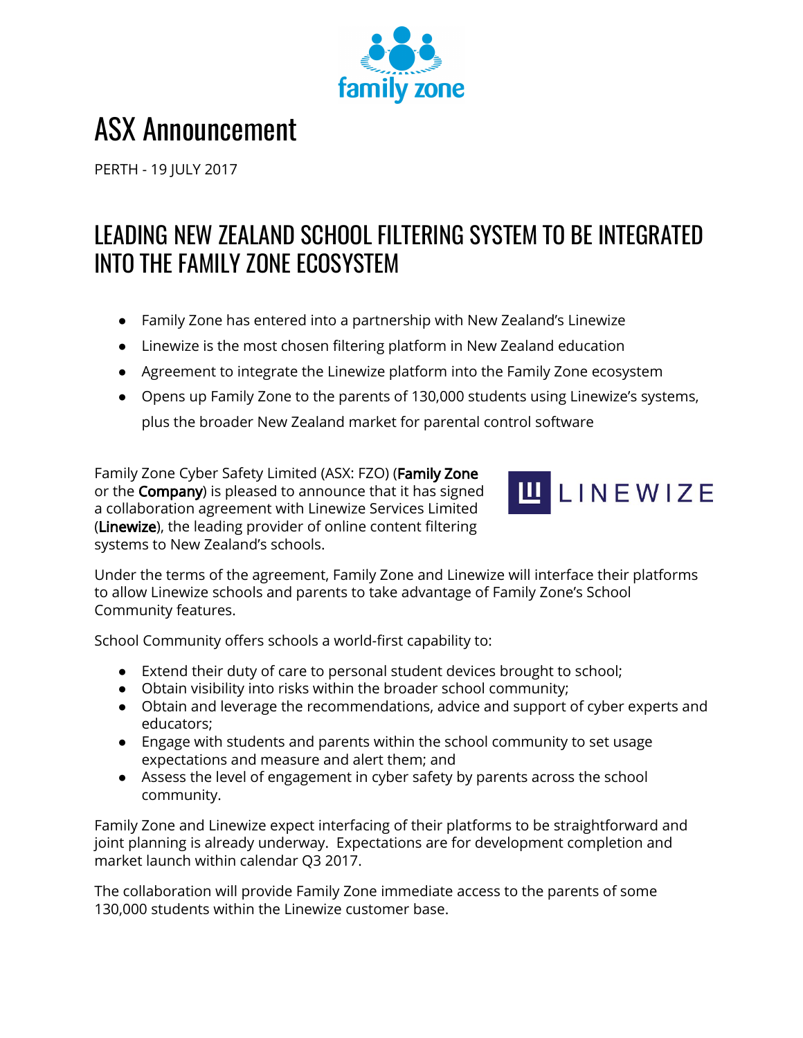# ASX Announcement

PERTH - 19 JULY 2017

## LEADING NEW ZEALAND SCHOOL FILTERING SYSTEM TO BE INTEGRATED INTO THE FAMILY ZONE ECOSYSTEM

- Family Zone has entered into a partnership with New Zealand's Linewize
- Linewize is the most chosen filtering platform in New Zealand education
- Agreement to integrate the Linewize platform into the Family Zone ecosystem
- Opens up Family Zone to the parents of 130,000 students using Linewize's systems, plus the broader New Zealand market for parental control software

Family Zone Cyber Safety Limited (ASX: FZO) (**Family Zone** or the **Company**) is pleased to announce that it has signed a collaboration agreement with Linewize Services Limited (**Linewize**), the leading provider of online content filtering systems to New Zealand's schools.

Under the terms of the agreement, Family Zone and Linewize will interface their platforms to allow Linewize schools and parents to take advantage of Family Zone's School Community features.

School Community offers schools a world-first capability to:

- Extend their duty of care to personal student devices brought to school;
- Obtain visibility into risks within the broader school community;
- Obtain and leverage the recommendations, advice and support of cyber experts and educators;
- Engage with students and parents within the school community to set usage expectations and measure and alert them; and
- Assess the level of engagement in cyber safety by parents across the school community.

Family Zone and Linewize expect interfacing of their platforms to be straightforward and joint planning is already underway. Expectations are for development completion and market launch within calendar Q3 2017.

The collaboration will provide Family Zone immediate access to the parents of some 130,000 students within the Linewize customer base.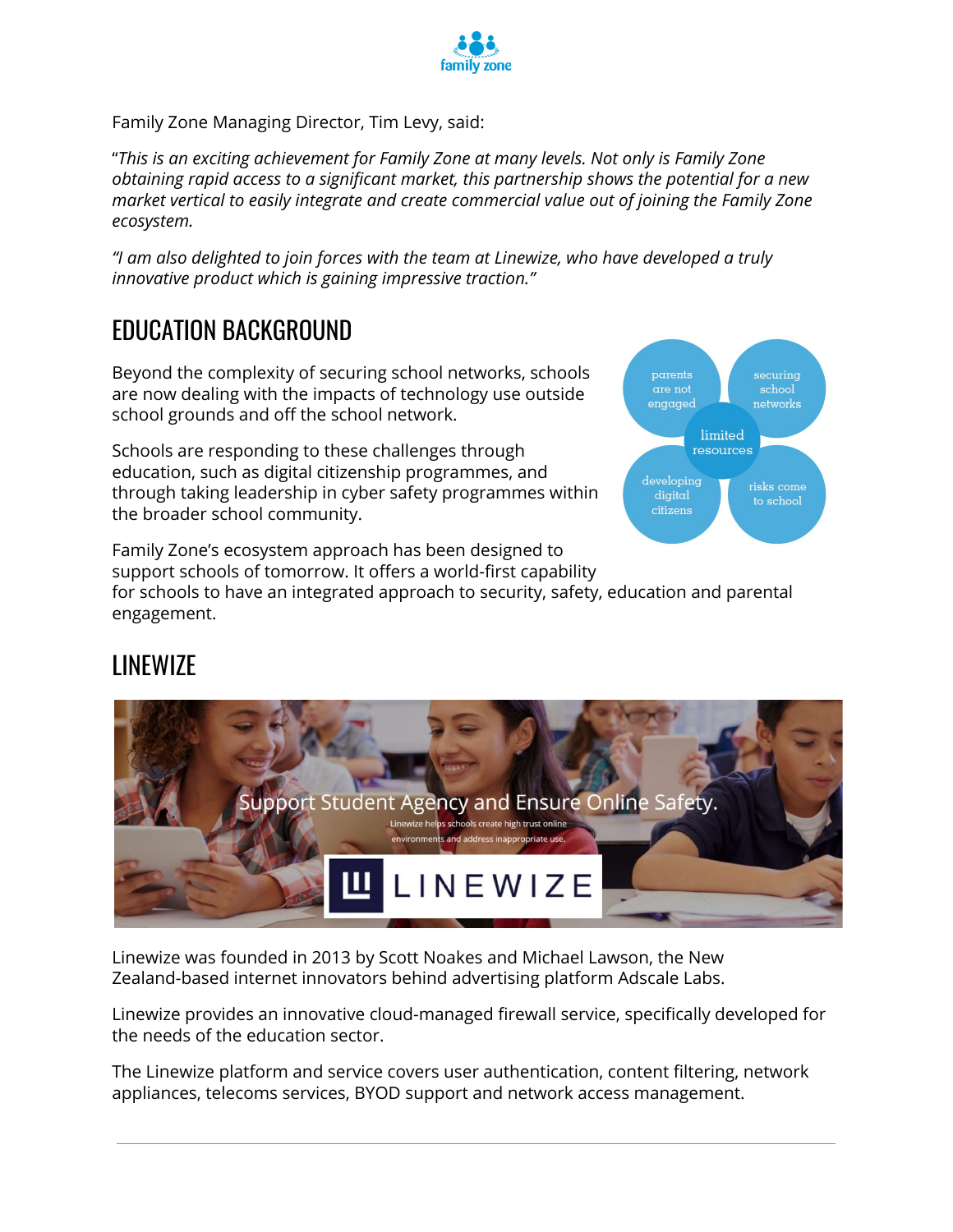Family Zone Managing Director, Tim Levy, said:

"*This is an exciting achievement for Family Zone at many levels. Not only is Family Zone obtaining rapid access to a significant market, this partnership shows the potential for a new market vertical to easily integrate and create commercial value out of joining the Family Zone ecosystem.*

*"I am also delighted to join forces with the team at Linewize, who have developed a truly innovative product which is gaining impressive traction."*

## EDUCATION BACKGROUND

Beyond the complexity of securing school networks, schools are now dealing with the impacts of technology use outside school grounds and off the school network.

Schools are responding to these challenges through education, such as digital citizenship programmes, and through taking leadership in cyber safety programmes within the broader school community.

Family Zone's ecosystem approach has been designed to support schools of tomorrow. It offers a world-first capability for schools to have an integrated approach to security, safety, education and parental engagement.

## LINEWIZE

Linewize was founded in 2013 by Scott Noakes and Michael Lawson, the New Zealand-based internet innovators behind advertising platform Adscale Labs.

Linewize provides an innovative cloud-managed firewall service, specifically developed for the needs of the education sector.

The Linewize platform and service covers user authentication, content filtering, network appliances, telecoms services, BYOD support and network access management.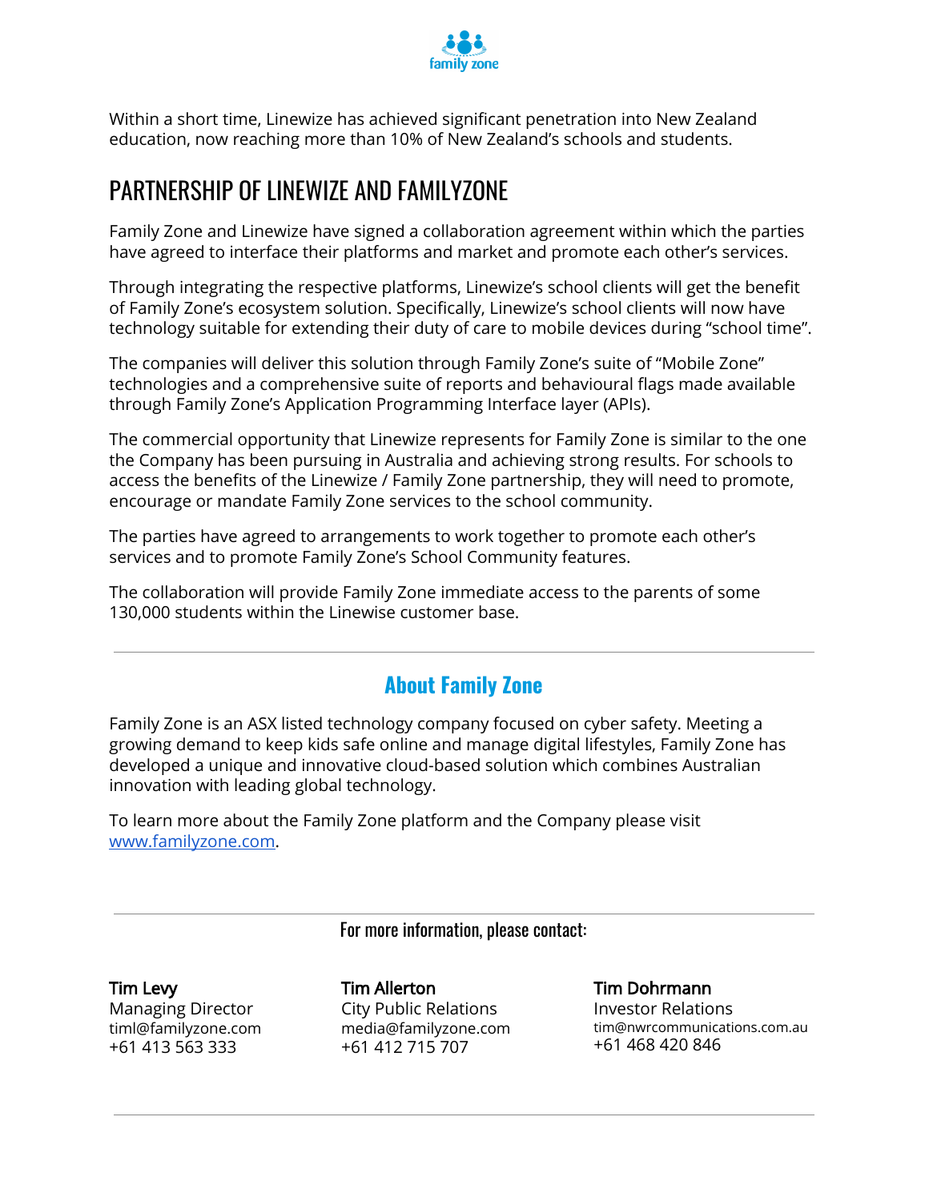Within a short time, Linewize has achieved significant penetration into New Zealand education, now reaching more than 10% of New Zealand's schools and students.

## PARTNERSHIP OF LINEWIZE AND FAMILYZONE

Family Zone and Linewize have signed a collaboration agreement within which the parties have agreed to interface their platforms and market and promote each other's services.

Through integrating the respective platforms, Linewize's school clients will get the benefit of Family Zone's ecosystem solution. Specifically, Linewize's school clients will now have technology suitable for extending their duty of care to mobile devices during "school time".

The companies will deliver this solution through Family Zone's suite of "Mobile Zone" technologies and a comprehensive suite of reports and behavioural flags made available through Family Zone's Application Programming Interface layer (APIs).

The commercial opportunity that Linewize represents for Family Zone is similar to the one the Company has been pursuing in Australia and achieving strong results. For schools to access the benefits of the Linewize / Family Zone partnership, they will need to promote, encourage or mandate Family Zone services to the school community.

The parties have agreed to arrangements to work together to promote each other's services and to promote Family Zone's School Community features.

The collaboration will provide Family Zone immediate access to the parents of some 130,000 students within the Linewise customer base.

---

## About Family Zone

Family Zone is an ASX listed technology company focused on cyber safety. Meeting a growing demand to keep kids safe online and manage digital lifestyles, Family Zone has developed a unique and innovative cloud-based solution which combines Australian innovation with leading global technology.

To learn more about the Family Zone platform and the Company please visit [www.familyzone.com](http://www.familyzone.com).

---

For more information, please contact:

**Tim Levy**
Managing Director
timl@familyzone.com
+61 413 563 333

**Tim Allerton**
City Public Relations
media@familyzone.com
+61 412 715 707

**Tim Dohrmann**
Investor Relations
tim@nwrcommunications.com.au
+61 468 420 846